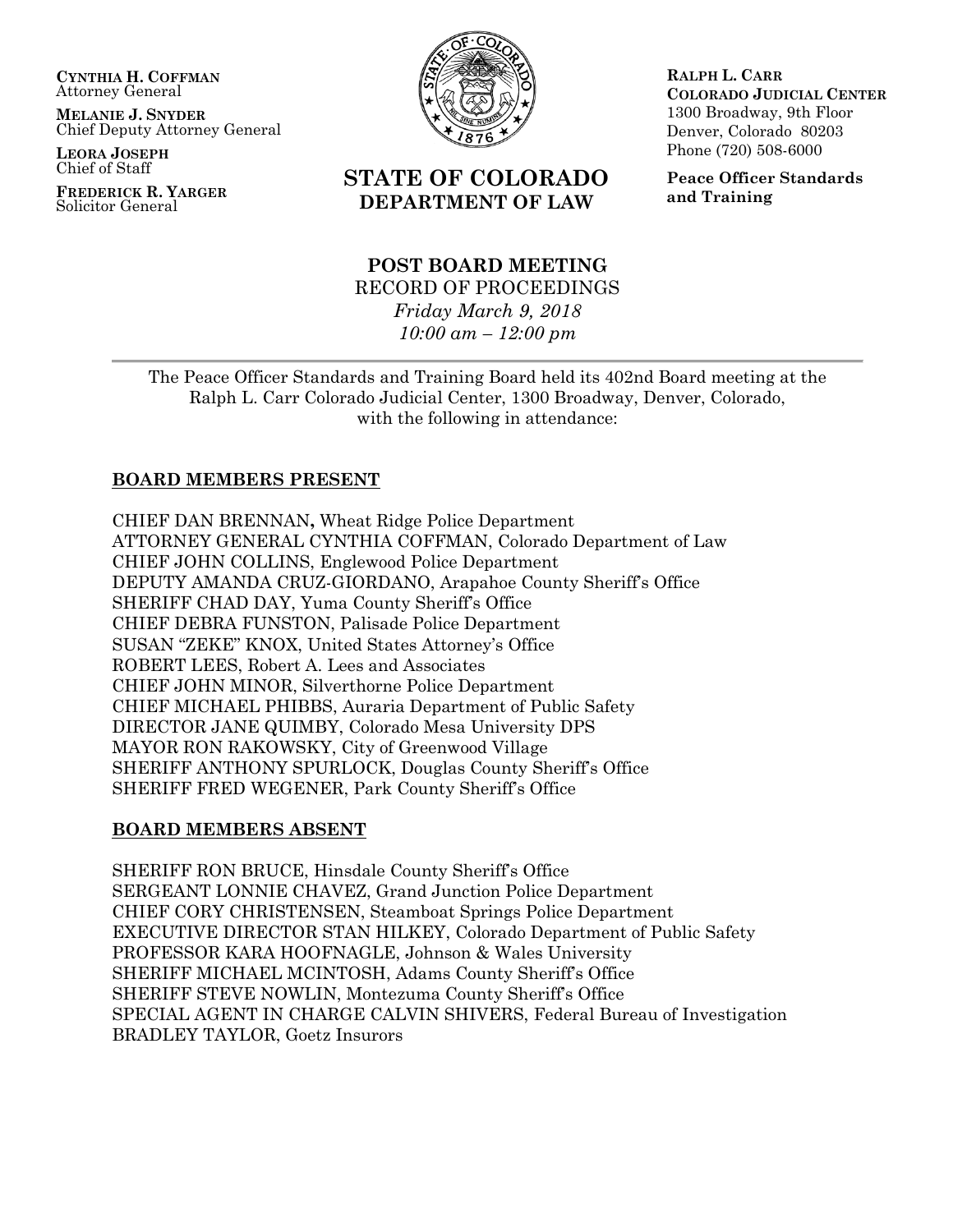**CYNTHIA H. COFFMAN**
Attorney General

**MELANIE J. SNYDER**
Chief Deputy Attorney General

**LEORA JOSEPH**
Chief of Staff

**FREDERICK R. YARGER**
Solicitor General

# STATE OF COLORADO
## DEPARTMENT OF LAW

**RALPH L. CARR**
**COLORADO JUDICIAL CENTER**
1300 Broadway, 9th Floor
Denver, Colorado 80203
Phone (720) 508-6000

**Peace Officer Standards and Training**

## POST BOARD MEETING

RECORD OF PROCEEDINGS
*Friday March 9, 2018*
*10:00 am – 12:00 pm*

---

The Peace Officer Standards and Training Board held its 402nd Board meeting at the Ralph L. Carr Colorado Judicial Center, 1300 Broadway, Denver, Colorado, with the following in attendance:

### BOARD MEMBERS PRESENT

CHIEF DAN BRENNAN**,** Wheat Ridge Police Department
ATTORNEY GENERAL CYNTHIA COFFMAN, Colorado Department of Law
CHIEF JOHN COLLINS, Englewood Police Department
DEPUTY AMANDA CRUZ-GIORDANO, Arapahoe County Sheriff's Office
SHERIFF CHAD DAY, Yuma County Sheriff's Office
CHIEF DEBRA FUNSTON, Palisade Police Department
SUSAN "ZEKE" KNOX, United States Attorney's Office
ROBERT LEES, Robert A. Lees and Associates
CHIEF JOHN MINOR, Silverthorne Police Department
CHIEF MICHAEL PHIBBS, Auraria Department of Public Safety
DIRECTOR JANE QUIMBY, Colorado Mesa University DPS
MAYOR RON RAKOWSKY, City of Greenwood Village
SHERIFF ANTHONY SPURLOCK, Douglas County Sheriff's Office
SHERIFF FRED WEGENER, Park County Sheriff's Office

### BOARD MEMBERS ABSENT

SHERIFF RON BRUCE, Hinsdale County Sheriff's Office
SERGEANT LONNIE CHAVEZ, Grand Junction Police Department
CHIEF CORY CHRISTENSEN, Steamboat Springs Police Department
EXECUTIVE DIRECTOR STAN HILKEY, Colorado Department of Public Safety
PROFESSOR KARA HOOFNAGLE, Johnson & Wales University
SHERIFF MICHAEL MCINTOSH, Adams County Sheriff's Office
SHERIFF STEVE NOWLIN, Montezuma County Sheriff's Office
SPECIAL AGENT IN CHARGE CALVIN SHIVERS, Federal Bureau of Investigation
BRADLEY TAYLOR, Goetz Insurors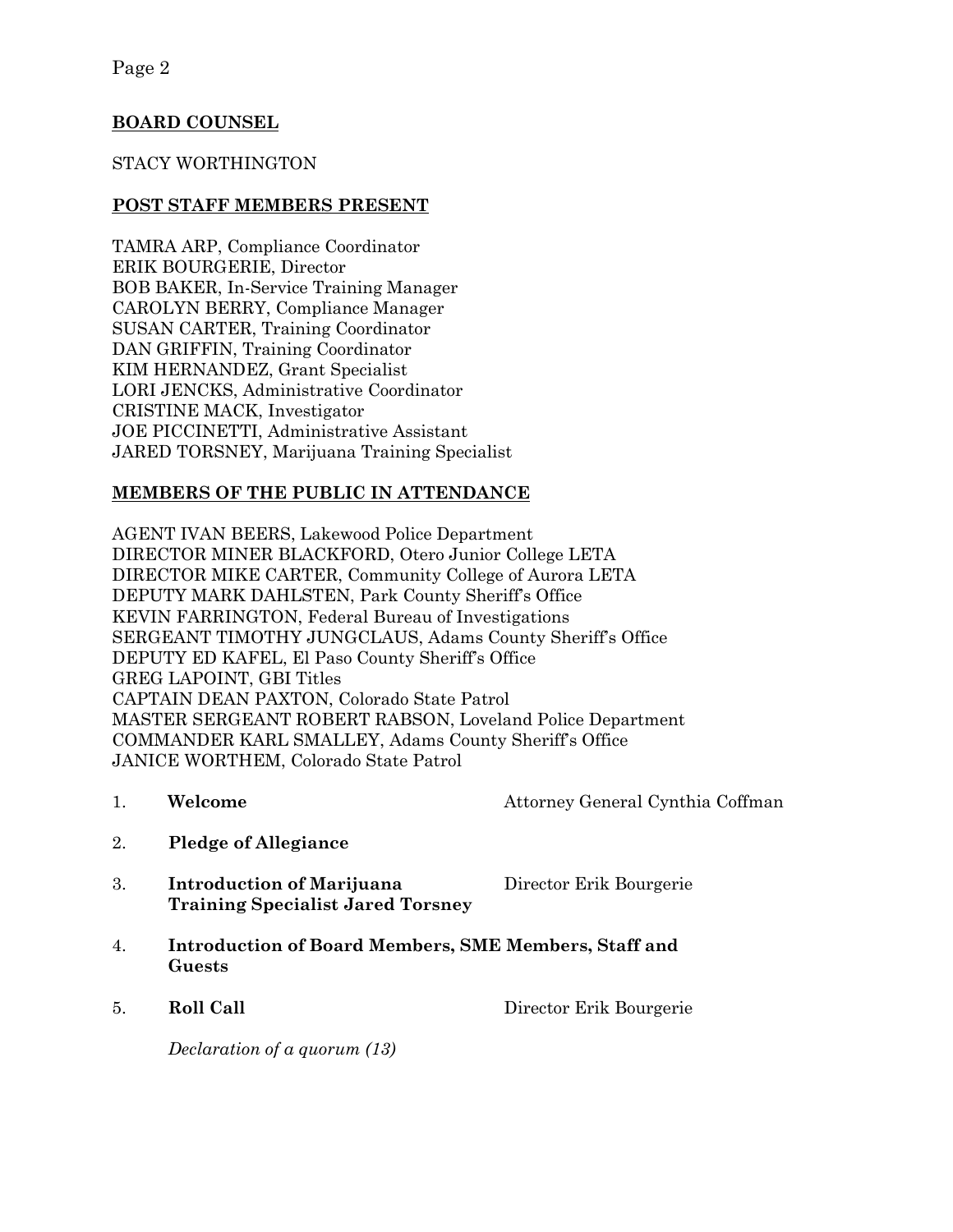**BOARD COUNSEL**

STACY WORTHINGTON

**POST STAFF MEMBERS PRESENT**

TAMRA ARP, Compliance Coordinator
ERIK BOURGERIE, Director
BOB BAKER, In-Service Training Manager
CAROLYN BERRY, Compliance Manager
SUSAN CARTER, Training Coordinator
DAN GRIFFIN, Training Coordinator
KIM HERNANDEZ, Grant Specialist
LORI JENCKS, Administrative Coordinator
CRISTINE MACK, Investigator
JOE PICCINETTI, Administrative Assistant
JARED TORSNEY, Marijuana Training Specialist

**MEMBERS OF THE PUBLIC IN ATTENDANCE**

AGENT IVAN BEERS, Lakewood Police Department
DIRECTOR MINER BLACKFORD, Otero Junior College LETA
DIRECTOR MIKE CARTER, Community College of Aurora LETA
DEPUTY MARK DAHLSTEN, Park County Sheriff's Office
KEVIN FARRINGTON, Federal Bureau of Investigations
SERGEANT TIMOTHY JUNGCLAUS, Adams County Sheriff's Office
DEPUTY ED KAFEL, El Paso County Sheriff's Office
GREG LAPOINT, GBI Titles
CAPTAIN DEAN PAXTON, Colorado State Patrol
MASTER SERGEANT ROBERT RABSON, Loveland Police Department
COMMANDER KARL SMALLEY, Adams County Sheriff's Office
JANICE WORTHEM, Colorado State Patrol

1. **Welcome** — Attorney General Cynthia Coffman

2. **Pledge of Allegiance**

3. **Introduction of Marijuana Training Specialist Jared Torsney** — Director Erik Bourgerie

4. **Introduction of Board Members, SME Members, Staff and Guests**

5. **Roll Call** — Director Erik Bourgerie

   *Declaration of a quorum (13)*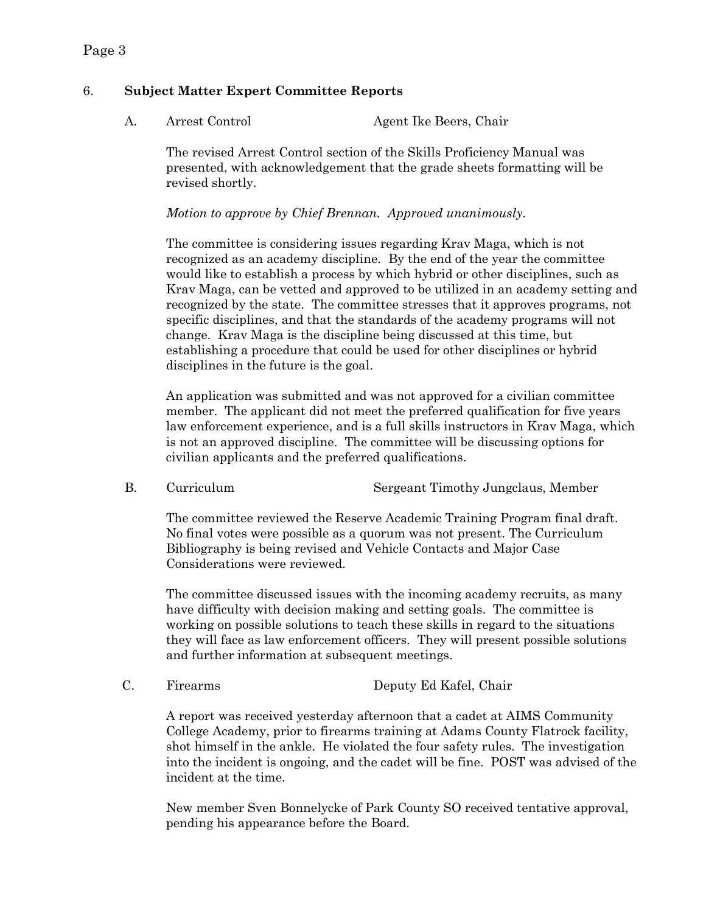## 6. Subject Matter Expert Committee Reports

### A. Arrest Control — Agent Ike Beers, Chair

The revised Arrest Control section of the Skills Proficiency Manual was presented, with acknowledgement that the grade sheets formatting will be revised shortly.

*Motion to approve by Chief Brennan. Approved unanimously.*

The committee is considering issues regarding Krav Maga, which is not recognized as an academy discipline. By the end of the year the committee would like to establish a process by which hybrid or other disciplines, such as Krav Maga, can be vetted and approved to be utilized in an academy setting and recognized by the state. The committee stresses that it approves programs, not specific disciplines, and that the standards of the academy programs will not change. Krav Maga is the discipline being discussed at this time, but establishing a procedure that could be used for other disciplines or hybrid disciplines in the future is the goal.

An application was submitted and was not approved for a civilian committee member. The applicant did not meet the preferred qualification for five years law enforcement experience, and is a full skills instructors in Krav Maga, which is not an approved discipline. The committee will be discussing options for civilian applicants and the preferred qualifications.

### B. Curriculum — Sergeant Timothy Jungclaus, Member

The committee reviewed the Reserve Academic Training Program final draft. No final votes were possible as a quorum was not present. The Curriculum Bibliography is being revised and Vehicle Contacts and Major Case Considerations were reviewed.

The committee discussed issues with the incoming academy recruits, as many have difficulty with decision making and setting goals. The committee is working on possible solutions to teach these skills in regard to the situations they will face as law enforcement officers. They will present possible solutions and further information at subsequent meetings.

### C. Firearms — Deputy Ed Kafel, Chair

A report was received yesterday afternoon that a cadet at AIMS Community College Academy, prior to firearms training at Adams County Flatrock facility, shot himself in the ankle. He violated the four safety rules. The investigation into the incident is ongoing, and the cadet will be fine. POST was advised of the incident at the time.

New member Sven Bonnelycke of Park County SO received tentative approval, pending his appearance before the Board.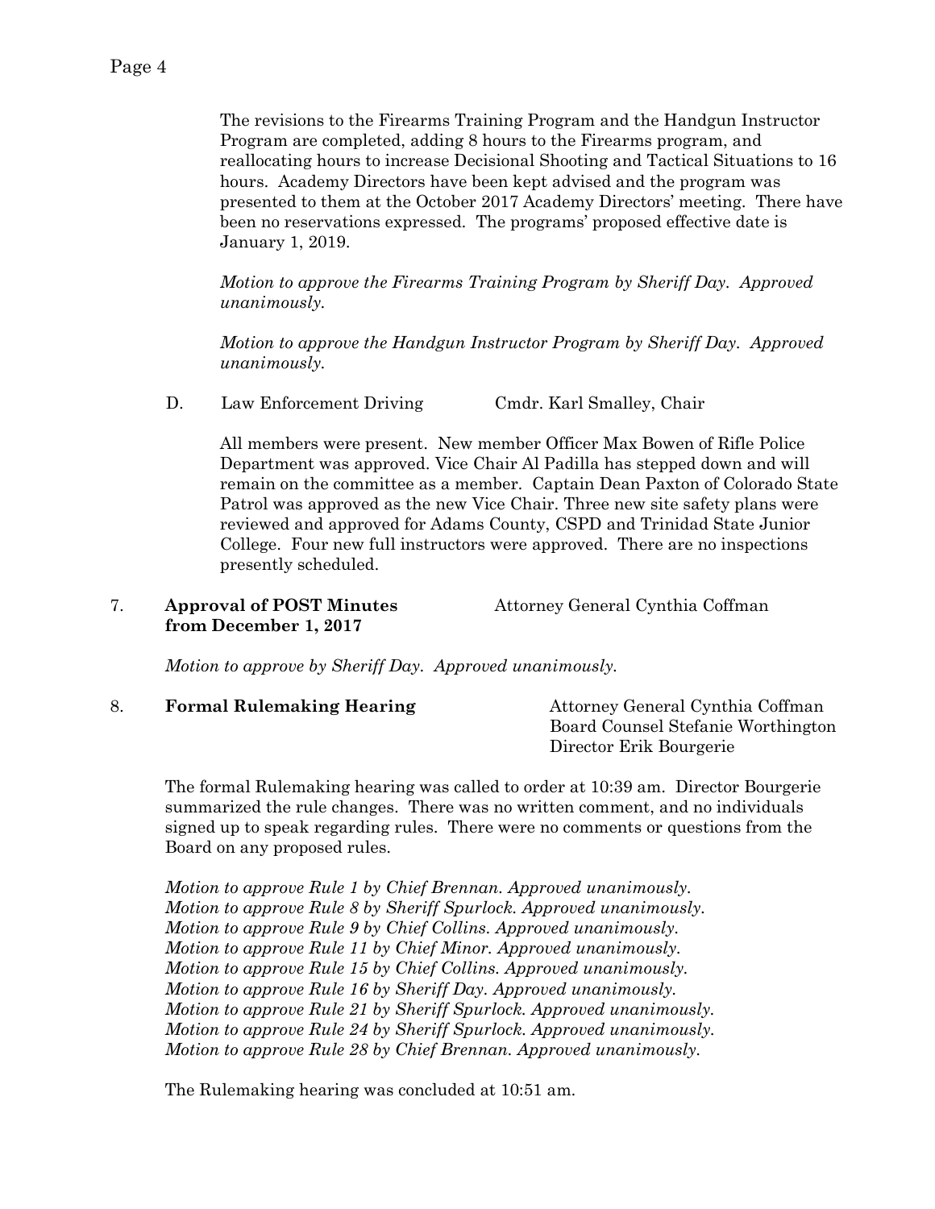The revisions to the Firearms Training Program and the Handgun Instructor Program are completed, adding 8 hours to the Firearms program, and reallocating hours to increase Decisional Shooting and Tactical Situations to 16 hours. Academy Directors have been kept advised and the program was presented to them at the October 2017 Academy Directors' meeting. There have been no reservations expressed. The programs' proposed effective date is January 1, 2019.

*Motion to approve the Firearms Training Program by Sheriff Day. Approved unanimously.*

*Motion to approve the Handgun Instructor Program by Sheriff Day. Approved unanimously.*

D. Law Enforcement Driving — Cmdr. Karl Smalley, Chair

All members were present. New member Officer Max Bowen of Rifle Police Department was approved. Vice Chair Al Padilla has stepped down and will remain on the committee as a member. Captain Dean Paxton of Colorado State Patrol was approved as the new Vice Chair. Three new site safety plans were reviewed and approved for Adams County, CSPD and Trinidad State Junior College. Four new full instructors were approved. There are no inspections presently scheduled.

7. **Approval of POST Minutes from December 1, 2017** — Attorney General Cynthia Coffman

*Motion to approve by Sheriff Day. Approved unanimously.*

8. **Formal Rulemaking Hearing** — Attorney General Cynthia Coffman, Board Counsel Stefanie Worthington, Director Erik Bourgerie

The formal Rulemaking hearing was called to order at 10:39 am. Director Bourgerie summarized the rule changes. There was no written comment, and no individuals signed up to speak regarding rules. There were no comments or questions from the Board on any proposed rules.

*Motion to approve Rule 1 by Chief Brennan. Approved unanimously.*
*Motion to approve Rule 8 by Sheriff Spurlock. Approved unanimously.*
*Motion to approve Rule 9 by Chief Collins. Approved unanimously.*
*Motion to approve Rule 11 by Chief Minor. Approved unanimously.*
*Motion to approve Rule 15 by Chief Collins. Approved unanimously.*
*Motion to approve Rule 16 by Sheriff Day. Approved unanimously.*
*Motion to approve Rule 21 by Sheriff Spurlock. Approved unanimously.*
*Motion to approve Rule 24 by Sheriff Spurlock. Approved unanimously.*
*Motion to approve Rule 28 by Chief Brennan. Approved unanimously.*

The Rulemaking hearing was concluded at 10:51 am.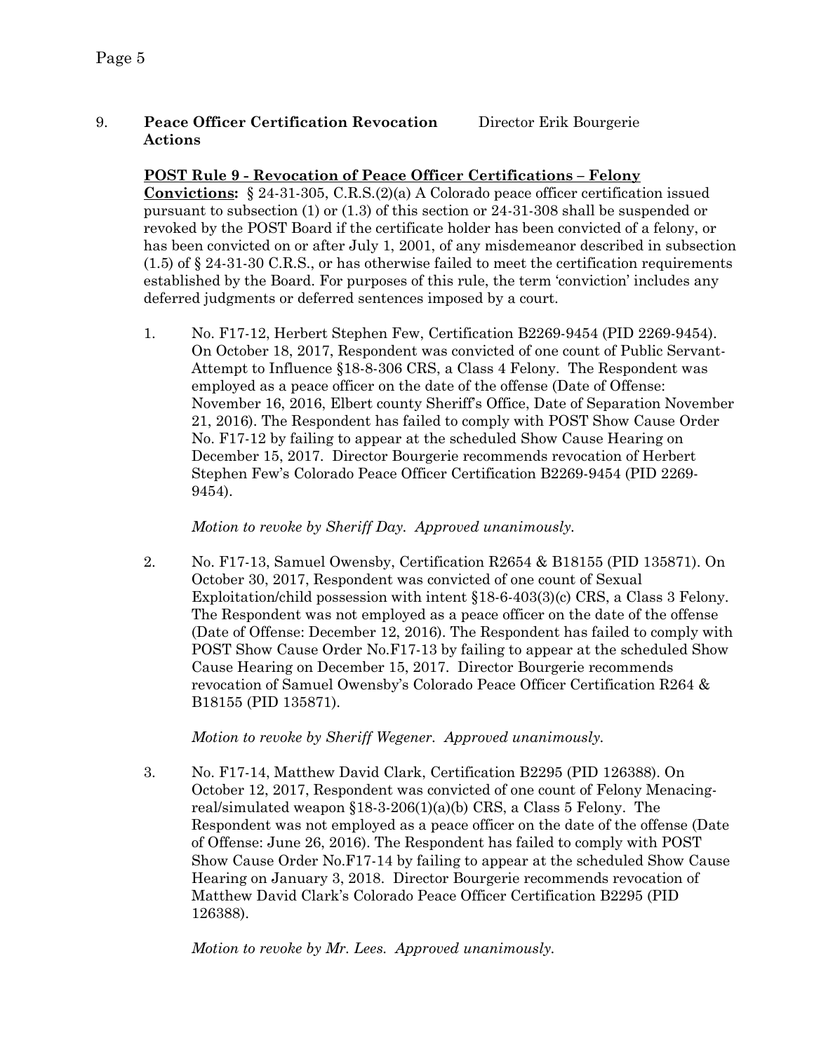9. **Peace Officer Certification Revocation Actions** Director Erik Bourgerie

**<u>POST Rule 9 - Revocation of Peace Officer Certifications – Felony Convictions:</u>** § 24-31-305, C.R.S.(2)(a) A Colorado peace officer certification issued pursuant to subsection (1) or (1.3) of this section or 24-31-308 shall be suspended or revoked by the POST Board if the certificate holder has been convicted of a felony, or has been convicted on or after July 1, 2001, of any misdemeanor described in subsection (1.5) of § 24-31-30 C.R.S., or has otherwise failed to meet the certification requirements established by the Board. For purposes of this rule, the term 'conviction' includes any deferred judgments or deferred sentences imposed by a court.

1. No. F17-12, Herbert Stephen Few, Certification B2269-9454 (PID 2269-9454). On October 18, 2017, Respondent was convicted of one count of Public Servant-Attempt to Influence §18-8-306 CRS, a Class 4 Felony. The Respondent was employed as a peace officer on the date of the offense (Date of Offense: November 16, 2016, Elbert county Sheriff's Office, Date of Separation November 21, 2016). The Respondent has failed to comply with POST Show Cause Order No. F17-12 by failing to appear at the scheduled Show Cause Hearing on December 15, 2017. Director Bourgerie recommends revocation of Herbert Stephen Few's Colorado Peace Officer Certification B2269-9454 (PID 2269-9454).

   *Motion to revoke by Sheriff Day. Approved unanimously.*

2. No. F17-13, Samuel Owensby, Certification R2654 & B18155 (PID 135871). On October 30, 2017, Respondent was convicted of one count of Sexual Exploitation/child possession with intent §18-6-403(3)(c) CRS, a Class 3 Felony. The Respondent was not employed as a peace officer on the date of the offense (Date of Offense: December 12, 2016). The Respondent has failed to comply with POST Show Cause Order No.F17-13 by failing to appear at the scheduled Show Cause Hearing on December 15, 2017. Director Bourgerie recommends revocation of Samuel Owensby's Colorado Peace Officer Certification R264 & B18155 (PID 135871).

   *Motion to revoke by Sheriff Wegener. Approved unanimously.*

3. No. F17-14, Matthew David Clark, Certification B2295 (PID 126388). On October 12, 2017, Respondent was convicted of one count of Felony Menacing-real/simulated weapon §18-3-206(1)(a)(b) CRS, a Class 5 Felony. The Respondent was not employed as a peace officer on the date of the offense (Date of Offense: June 26, 2016). The Respondent has failed to comply with POST Show Cause Order No.F17-14 by failing to appear at the scheduled Show Cause Hearing on January 3, 2018. Director Bourgerie recommends revocation of Matthew David Clark's Colorado Peace Officer Certification B2295 (PID 126388).

   *Motion to revoke by Mr. Lees. Approved unanimously.*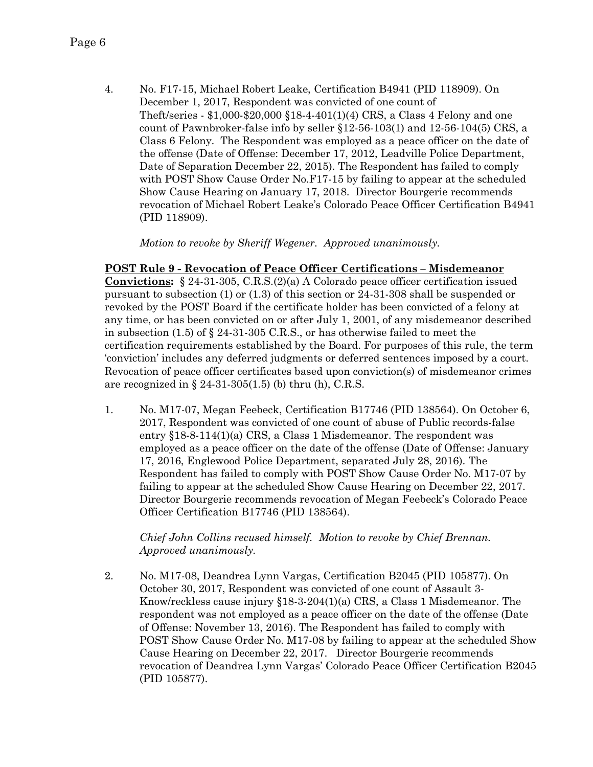4. No. F17-15, Michael Robert Leake, Certification B4941 (PID 118909). On December 1, 2017, Respondent was convicted of one count of Theft/series - $1,000-$20,000 §18-4-401(1)(4) CRS, a Class 4 Felony and one count of Pawnbroker-false info by seller §12-56-103(1) and 12-56-104(5) CRS, a Class 6 Felony. The Respondent was employed as a peace officer on the date of the offense (Date of Offense: December 17, 2012, Leadville Police Department, Date of Separation December 22, 2015). The Respondent has failed to comply with POST Show Cause Order No.F17-15 by failing to appear at the scheduled Show Cause Hearing on January 17, 2018. Director Bourgerie recommends revocation of Michael Robert Leake's Colorado Peace Officer Certification B4941 (PID 118909).

   *Motion to revoke by Sheriff Wegener. Approved unanimously.*

**POST Rule 9 - Revocation of Peace Officer Certifications – Misdemeanor Convictions:** § 24-31-305, C.R.S.(2)(a) A Colorado peace officer certification issued pursuant to subsection (1) or (1.3) of this section or 24-31-308 shall be suspended or revoked by the POST Board if the certificate holder has been convicted of a felony at any time, or has been convicted on or after July 1, 2001, of any misdemeanor described in subsection (1.5) of § 24-31-305 C.R.S., or has otherwise failed to meet the certification requirements established by the Board. For purposes of this rule, the term 'conviction' includes any deferred judgments or deferred sentences imposed by a court. Revocation of peace officer certificates based upon conviction(s) of misdemeanor crimes are recognized in § 24-31-305(1.5) (b) thru (h), C.R.S.

1. No. M17-07, Megan Feebeck, Certification B17746 (PID 138564). On October 6, 2017, Respondent was convicted of one count of abuse of Public records-false entry §18-8-114(1)(a) CRS, a Class 1 Misdemeanor. The respondent was employed as a peace officer on the date of the offense (Date of Offense: January 17, 2016, Englewood Police Department, separated July 28, 2016). The Respondent has failed to comply with POST Show Cause Order No. M17-07 by failing to appear at the scheduled Show Cause Hearing on December 22, 2017. Director Bourgerie recommends revocation of Megan Feebeck's Colorado Peace Officer Certification B17746 (PID 138564).

   *Chief John Collins recused himself. Motion to revoke by Chief Brennan. Approved unanimously.*

2. No. M17-08, Deandrea Lynn Vargas, Certification B2045 (PID 105877). On October 30, 2017, Respondent was convicted of one count of Assault 3-Know/reckless cause injury §18-3-204(1)(a) CRS, a Class 1 Misdemeanor. The respondent was not employed as a peace officer on the date of the offense (Date of Offense: November 13, 2016). The Respondent has failed to comply with POST Show Cause Order No. M17-08 by failing to appear at the scheduled Show Cause Hearing on December 22, 2017. Director Bourgerie recommends revocation of Deandrea Lynn Vargas' Colorado Peace Officer Certification B2045 (PID 105877).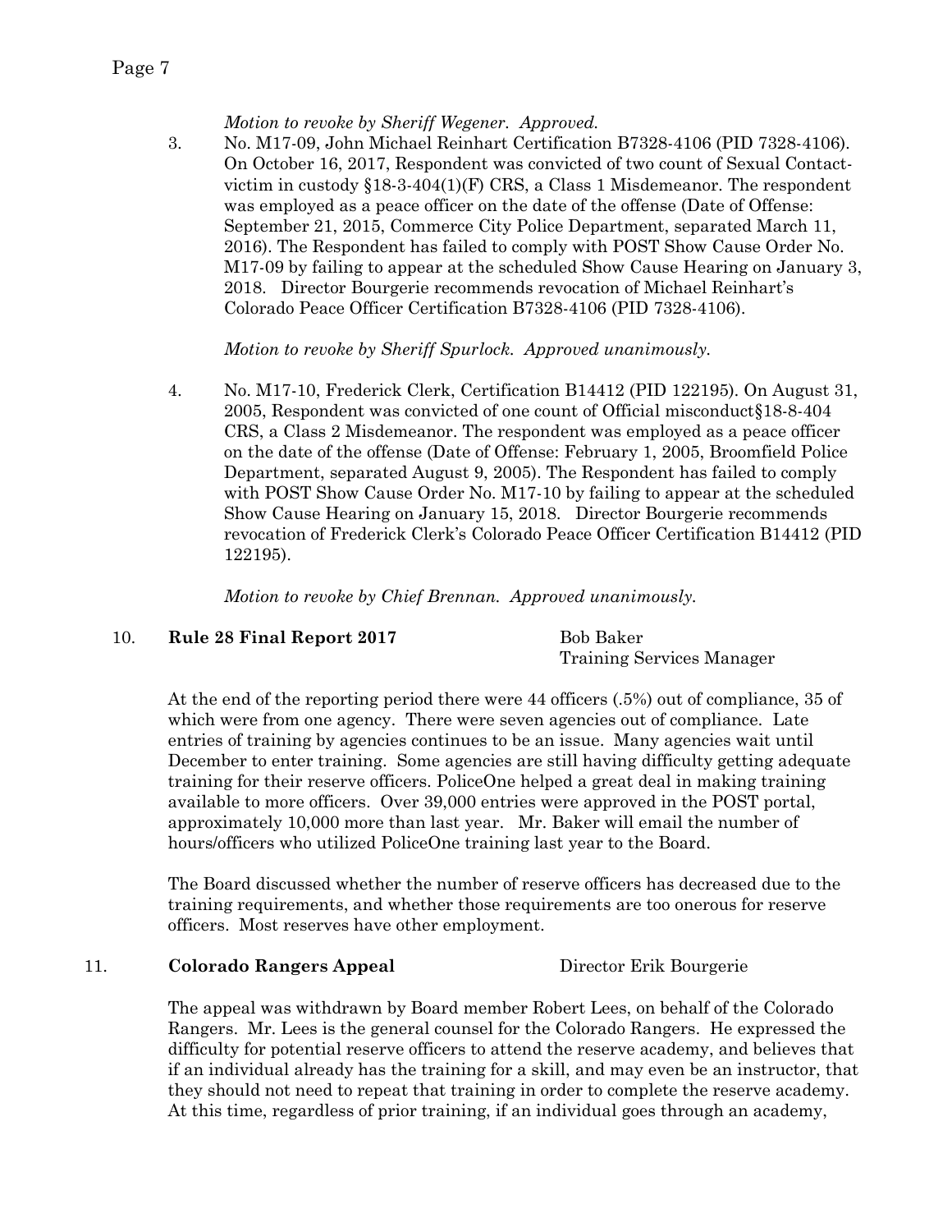*Motion to revoke by Sheriff Wegener. Approved.*

3. No. M17-09, John Michael Reinhart Certification B7328-4106 (PID 7328-4106). On October 16, 2017, Respondent was convicted of two count of Sexual Contact-victim in custody §18-3-404(1)(F) CRS, a Class 1 Misdemeanor. The respondent was employed as a peace officer on the date of the offense (Date of Offense: September 21, 2015, Commerce City Police Department, separated March 11, 2016). The Respondent has failed to comply with POST Show Cause Order No. M17-09 by failing to appear at the scheduled Show Cause Hearing on January 3, 2018. Director Bourgerie recommends revocation of Michael Reinhart's Colorado Peace Officer Certification B7328-4106 (PID 7328-4106).

   *Motion to revoke by Sheriff Spurlock. Approved unanimously.*

4. No. M17-10, Frederick Clerk, Certification B14412 (PID 122195). On August 31, 2005, Respondent was convicted of one count of Official misconduct§18-8-404 CRS, a Class 2 Misdemeanor. The respondent was employed as a peace officer on the date of the offense (Date of Offense: February 1, 2005, Broomfield Police Department, separated August 9, 2005). The Respondent has failed to comply with POST Show Cause Order No. M17-10 by failing to appear at the scheduled Show Cause Hearing on January 15, 2018. Director Bourgerie recommends revocation of Frederick Clerk's Colorado Peace Officer Certification B14412 (PID 122195).

   *Motion to revoke by Chief Brennan. Approved unanimously.*

10. **Rule 28 Final Report 2017** — Bob Baker, Training Services Manager

At the end of the reporting period there were 44 officers (.5%) out of compliance, 35 of which were from one agency. There were seven agencies out of compliance. Late entries of training by agencies continues to be an issue. Many agencies wait until December to enter training. Some agencies are still having difficulty getting adequate training for their reserve officers. PoliceOne helped a great deal in making training available to more officers. Over 39,000 entries were approved in the POST portal, approximately 10,000 more than last year. Mr. Baker will email the number of hours/officers who utilized PoliceOne training last year to the Board.

The Board discussed whether the number of reserve officers has decreased due to the training requirements, and whether those requirements are too onerous for reserve officers. Most reserves have other employment.

11. **Colorado Rangers Appeal** — Director Erik Bourgerie

The appeal was withdrawn by Board member Robert Lees, on behalf of the Colorado Rangers. Mr. Lees is the general counsel for the Colorado Rangers. He expressed the difficulty for potential reserve officers to attend the reserve academy, and believes that if an individual already has the training for a skill, and may even be an instructor, that they should not need to repeat that training in order to complete the reserve academy. At this time, regardless of prior training, if an individual goes through an academy,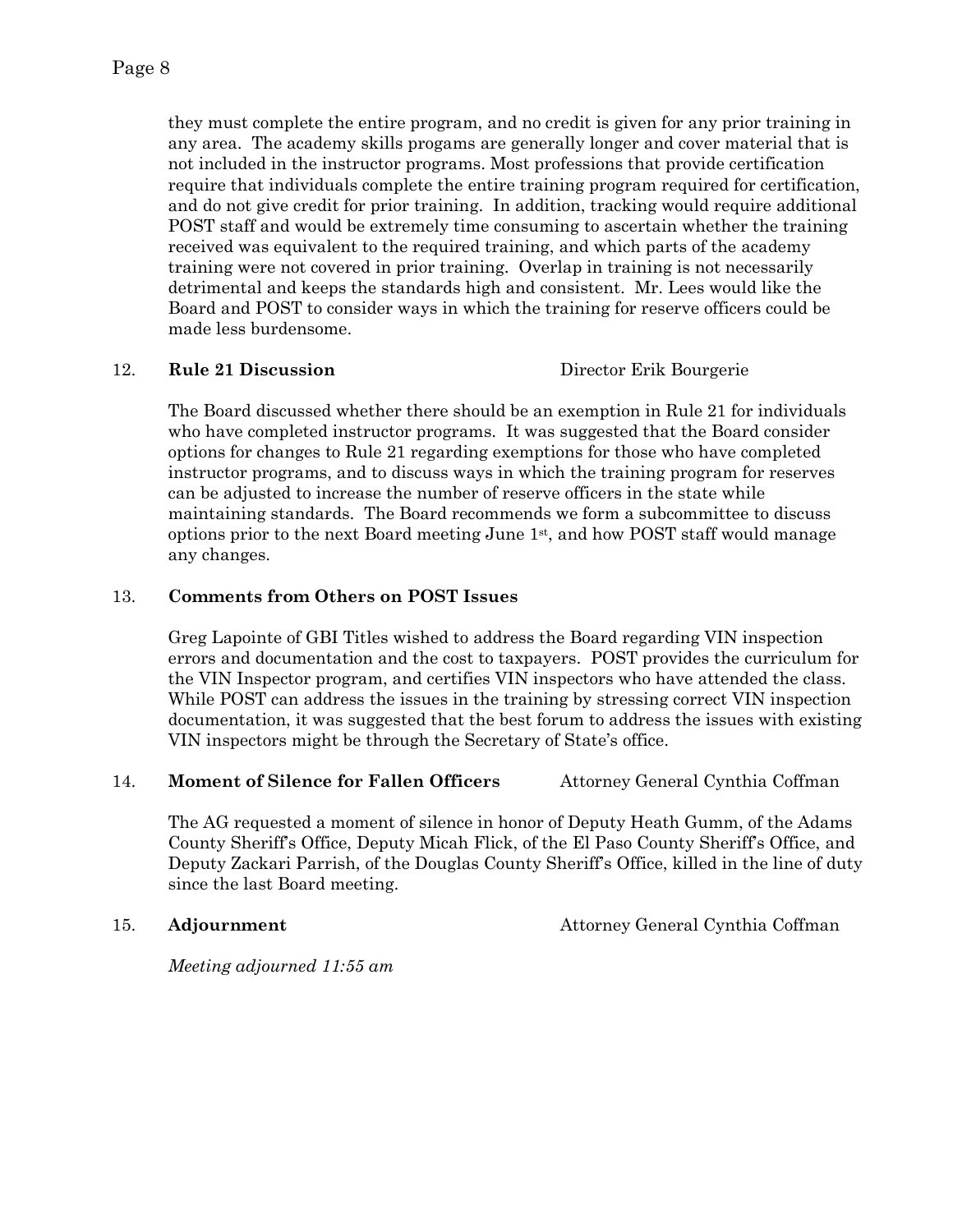they must complete the entire program, and no credit is given for any prior training in any area. The academy skills progams are generally longer and cover material that is not included in the instructor programs. Most professions that provide certification require that individuals complete the entire training program required for certification, and do not give credit for prior training. In addition, tracking would require additional POST staff and would be extremely time consuming to ascertain whether the training received was equivalent to the required training, and which parts of the academy training were not covered in prior training. Overlap in training is not necessarily detrimental and keeps the standards high and consistent. Mr. Lees would like the Board and POST to consider ways in which the training for reserve officers could be made less burdensome.

12. **Rule 21 Discussion** — Director Erik Bourgerie

The Board discussed whether there should be an exemption in Rule 21 for individuals who have completed instructor programs. It was suggested that the Board consider options for changes to Rule 21 regarding exemptions for those who have completed instructor programs, and to discuss ways in which the training program for reserves can be adjusted to increase the number of reserve officers in the state while maintaining standards. The Board recommends we form a subcommittee to discuss options prior to the next Board meeting June 1st, and how POST staff would manage any changes.

13. **Comments from Others on POST Issues**

Greg Lapointe of GBI Titles wished to address the Board regarding VIN inspection errors and documentation and the cost to taxpayers. POST provides the curriculum for the VIN Inspector program, and certifies VIN inspectors who have attended the class. While POST can address the issues in the training by stressing correct VIN inspection documentation, it was suggested that the best forum to address the issues with existing VIN inspectors might be through the Secretary of State's office.

14. **Moment of Silence for Fallen Officers** — Attorney General Cynthia Coffman

The AG requested a moment of silence in honor of Deputy Heath Gumm, of the Adams County Sheriff's Office, Deputy Micah Flick, of the El Paso County Sheriff's Office, and Deputy Zackari Parrish, of the Douglas County Sheriff's Office, killed in the line of duty since the last Board meeting.

15. **Adjournment** — Attorney General Cynthia Coffman

*Meeting adjourned 11:55 am*